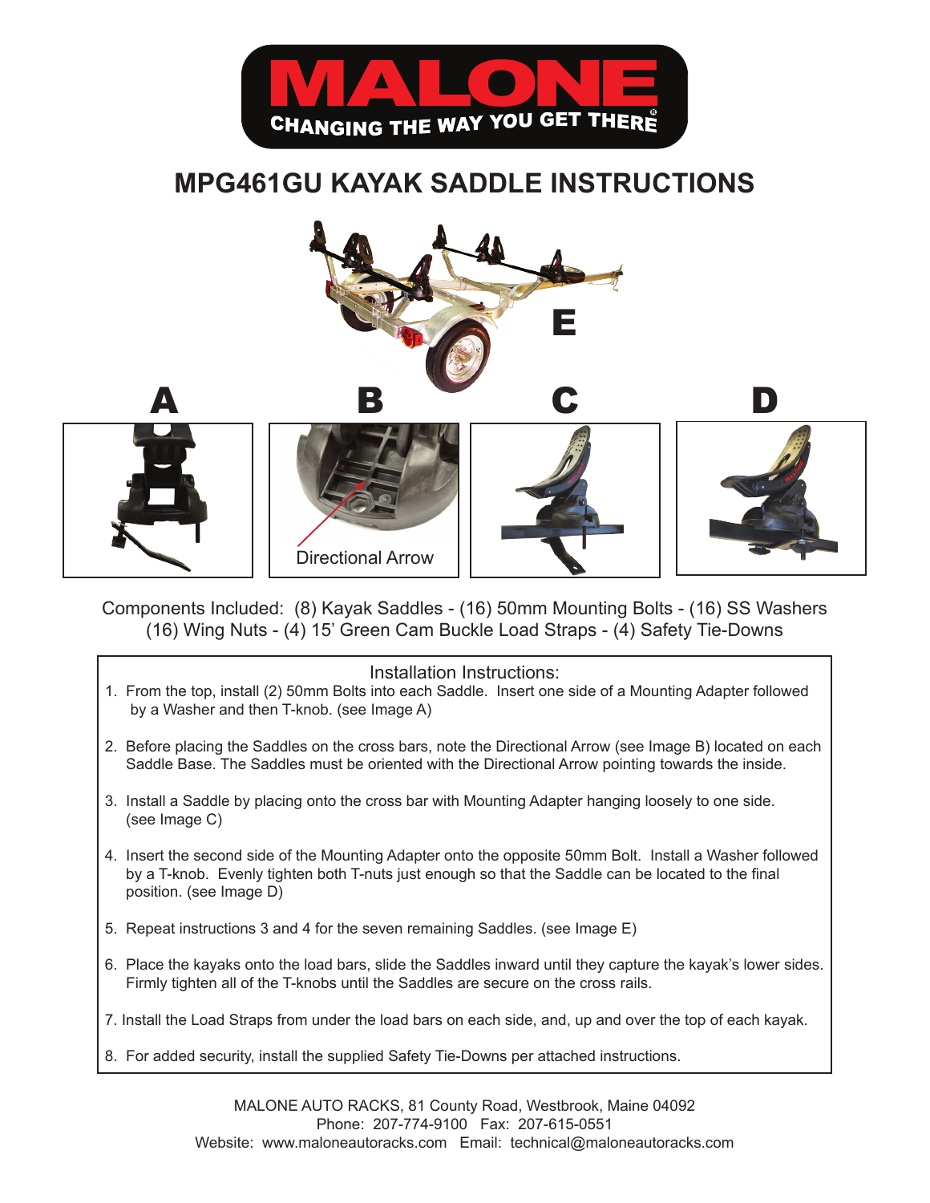MALONE

CHANGING THE WAY YOU GET THERE®

# MPG461GU KAYAK SADDLE INSTRUCTIONS

E

A B C D

Directional Arrow

Components Included: (8) Kayak Saddles - (16) 50mm Mounting Bolts - (16) SS Washers (16) Wing Nuts - (4) 15' Green Cam Buckle Load Straps - (4) Safety Tie-Downs

## Installation Instructions:

1. From the top, install (2) 50mm Bolts into each Saddle. Insert one side of a Mounting Adapter followed by a Washer and then T-knob. (see Image A)
2. Before placing the Saddles on the cross bars, note the Directional Arrow (see Image B) located on each Saddle Base. The Saddles must be oriented with the Directional Arrow pointing towards the inside.
3. Install a Saddle by placing onto the cross bar with Mounting Adapter hanging loosely to one side. (see Image C)
4. Insert the second side of the Mounting Adapter onto the opposite 50mm Bolt. Install a Washer followed by a T-knob. Evenly tighten both T-nuts just enough so that the Saddle can be located to the final position. (see Image D)
5. Repeat instructions 3 and 4 for the seven remaining Saddles. (see Image E)
6. Place the kayaks onto the load bars, slide the Saddles inward until they capture the kayak's lower sides. Firmly tighten all of the T-knobs until the Saddles are secure on the cross rails.
7. Install the Load Straps from under the load bars on each side, and, up and over the top of each kayak.
8. For added security, install the supplied Safety Tie-Downs per attached instructions.

MALONE AUTO RACKS, 81 County Road, Westbrook, Maine 04092
Phone: 207-774-9100 Fax: 207-615-0551
Website: www.maloneautoracks.com Email: technical@maloneautoracks.com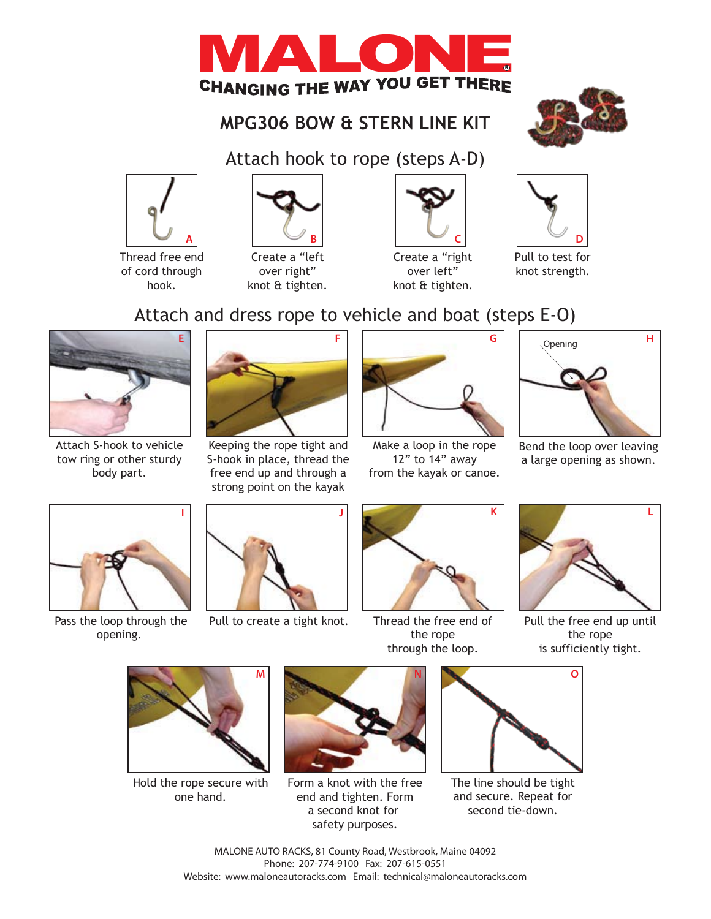# MALONE

CHANGING THE WAY YOU GET THERE

## MPG306 BOW & STERN LINE KIT

### Attach hook to rope (steps A-D)

**A** Thread free end of cord through hook.

**B** Create a "left over right" knot & tighten.

**C** Create a "right over left" knot & tighten.

**D** Pull to test for knot strength.

### Attach and dress rope to vehicle and boat (steps E-O)

**E** Attach S-hook to vehicle tow ring or other sturdy body part.

**F** Keeping the rope tight and S-hook in place, thread the free end up and through a strong point on the kayak

**G** Make a loop in the rope 12" to 14" away from the kayak or canoe.

**H** Opening

Bend the loop over leaving a large opening as shown.

**I** Pass the loop through the opening.

**J** Pull to create a tight knot.

**K** Thread the free end of the rope through the loop.

**L** Pull the free end up until the rope is sufficiently tight.

**M** Hold the rope secure with one hand.

**N** Form a knot with the free end and tighten. Form a second knot for safety purposes.

**O** The line should be tight and secure. Repeat for second tie-down.

MALONE AUTO RACKS, 81 County Road, Westbrook, Maine 04092
Phone: 207-774-9100 Fax: 207-615-0551
Website: www.maloneautoracks.com Email: technical@maloneautoracks.com